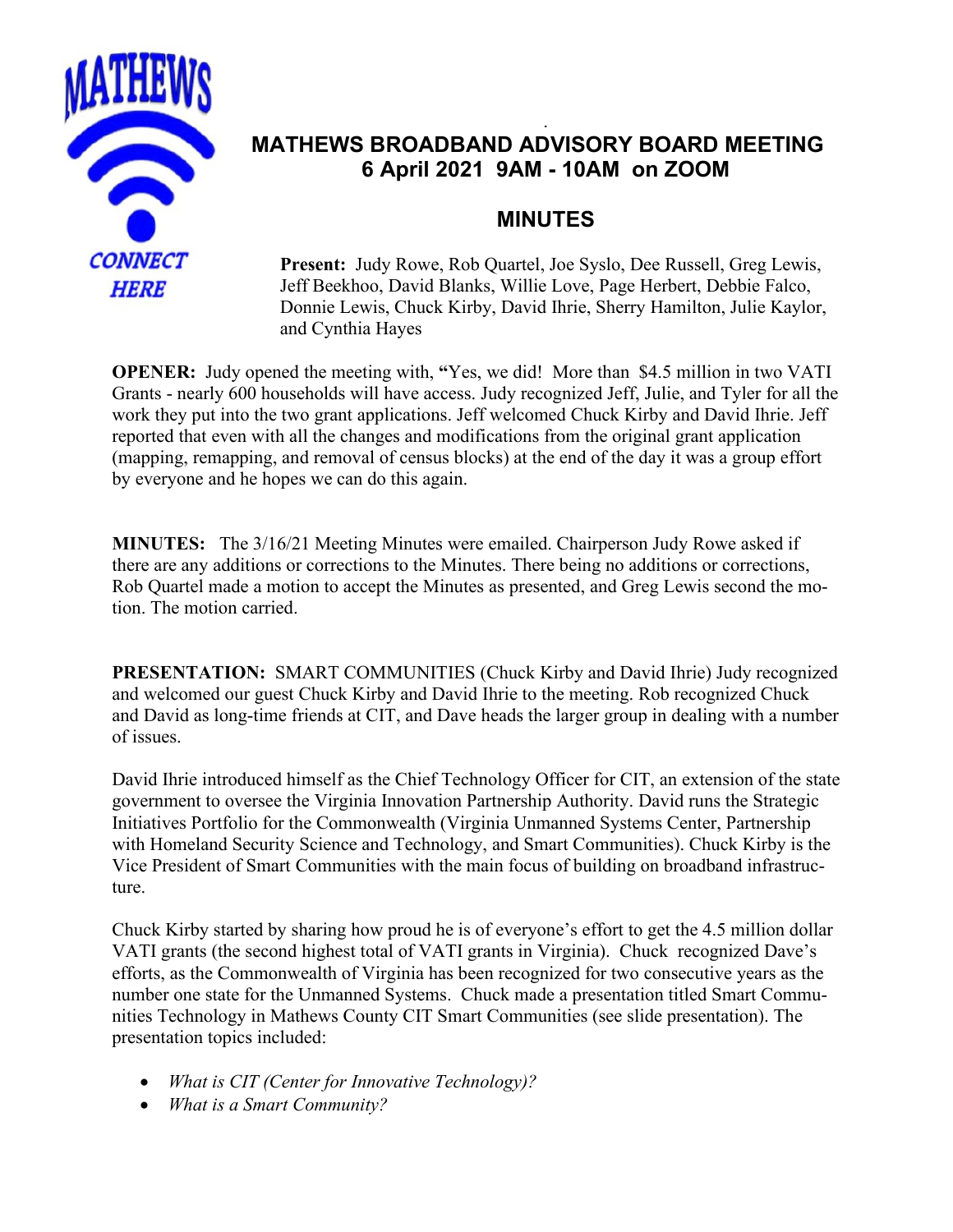# MATHEWS BROADBAND ADVISORY BOARD MEETING
## 6 April 2021 9AM - 10AM on ZOOM

## MINUTES

**Present:** Judy Rowe, Rob Quartel, Joe Syslo, Dee Russell, Greg Lewis, Jeff Beekhoo, David Blanks, Willie Love, Page Herbert, Debbie Falco, Donnie Lewis, Chuck Kirby, David Ihrie, Sherry Hamilton, Julie Kaylor, and Cynthia Hayes

**OPENER:** Judy opened the meeting with, **"**Yes, we did! More than $4.5 million in two VATI Grants - nearly 600 households will have access. Judy recognized Jeff, Julie, and Tyler for all the work they put into the two grant applications. Jeff welcomed Chuck Kirby and David Ihrie. Jeff reported that even with all the changes and modifications from the original grant application (mapping, remapping, and removal of census blocks) at the end of the day it was a group effort by everyone and he hopes we can do this again.

**MINUTES:** The 3/16/21 Meeting Minutes were emailed. Chairperson Judy Rowe asked if there are any additions or corrections to the Minutes. There being no additions or corrections, Rob Quartel made a motion to accept the Minutes as presented, and Greg Lewis second the motion. The motion carried.

**PRESENTATION:** SMART COMMUNITIES (Chuck Kirby and David Ihrie) Judy recognized and welcomed our guest Chuck Kirby and David Ihrie to the meeting. Rob recognized Chuck and David as long-time friends at CIT, and Dave heads the larger group in dealing with a number of issues.

David Ihrie introduced himself as the Chief Technology Officer for CIT, an extension of the state government to oversee the Virginia Innovation Partnership Authority. David runs the Strategic Initiatives Portfolio for the Commonwealth (Virginia Unmanned Systems Center, Partnership with Homeland Security Science and Technology, and Smart Communities). Chuck Kirby is the Vice President of Smart Communities with the main focus of building on broadband infrastructure.

Chuck Kirby started by sharing how proud he is of everyone's effort to get the 4.5 million dollar VATI grants (the second highest total of VATI grants in Virginia). Chuck recognized Dave's efforts, as the Commonwealth of Virginia has been recognized for two consecutive years as the number one state for the Unmanned Systems. Chuck made a presentation titled Smart Communities Technology in Mathews County CIT Smart Communities (see slide presentation). The presentation topics included:

- *What is CIT (Center for Innovative Technology)?*
- *What is a Smart Community?*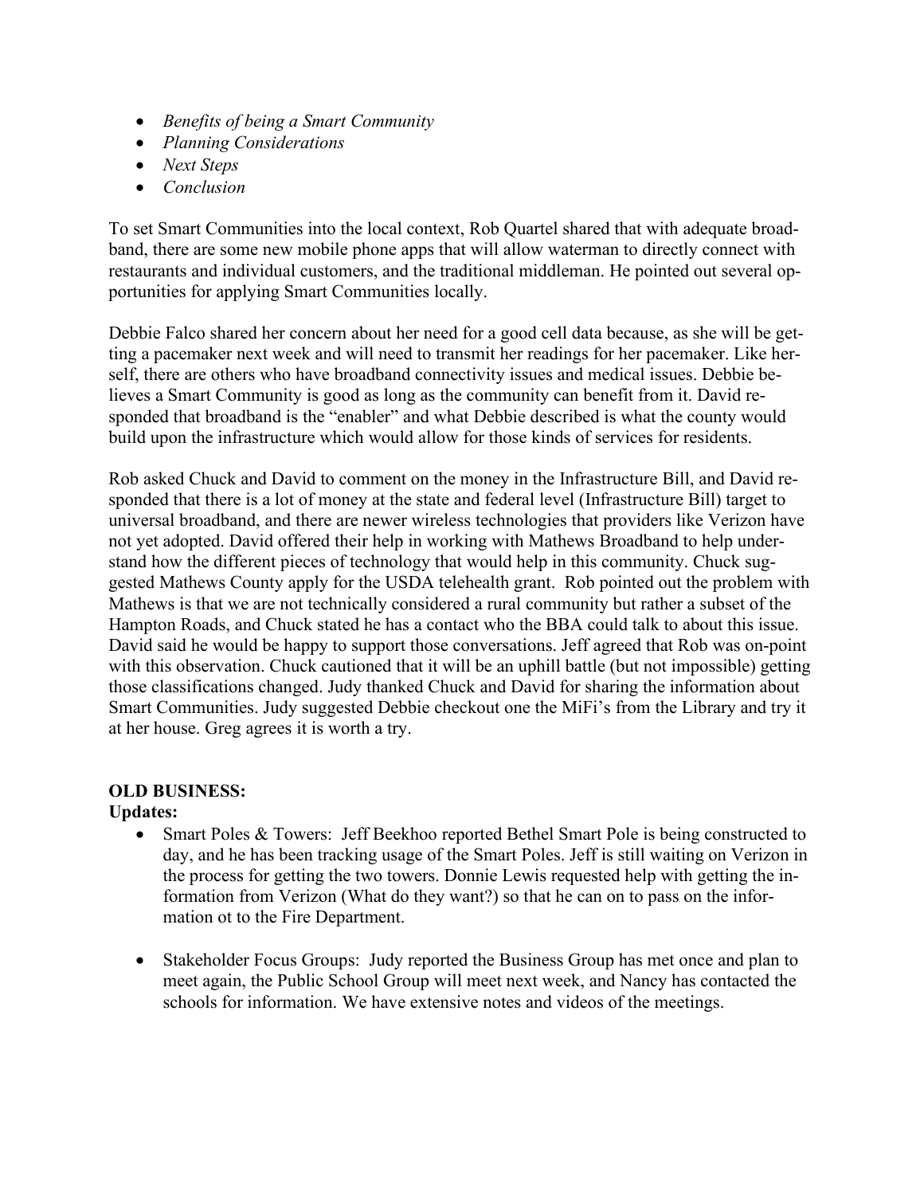- *Benefits of being a Smart Community*
- *Planning Considerations*
- *Next Steps*
- *Conclusion*

To set Smart Communities into the local context, Rob Quartel shared that with adequate broadband, there are some new mobile phone apps that will allow waterman to directly connect with restaurants and individual customers, and the traditional middleman. He pointed out several opportunities for applying Smart Communities locally.

Debbie Falco shared her concern about her need for a good cell data because, as she will be getting a pacemaker next week and will need to transmit her readings for her pacemaker. Like herself, there are others who have broadband connectivity issues and medical issues. Debbie believes a Smart Community is good as long as the community can benefit from it. David responded that broadband is the "enabler" and what Debbie described is what the county would build upon the infrastructure which would allow for those kinds of services for residents.

Rob asked Chuck and David to comment on the money in the Infrastructure Bill, and David responded that there is a lot of money at the state and federal level (Infrastructure Bill) target to universal broadband, and there are newer wireless technologies that providers like Verizon have not yet adopted. David offered their help in working with Mathews Broadband to help understand how the different pieces of technology that would help in this community. Chuck suggested Mathews County apply for the USDA telehealth grant. Rob pointed out the problem with Mathews is that we are not technically considered a rural community but rather a subset of the Hampton Roads, and Chuck stated he has a contact who the BBA could talk to about this issue. David said he would be happy to support those conversations. Jeff agreed that Rob was on-point with this observation. Chuck cautioned that it will be an uphill battle (but not impossible) getting those classifications changed. Judy thanked Chuck and David for sharing the information about Smart Communities. Judy suggested Debbie checkout one the MiFi's from the Library and try it at her house. Greg agrees it is worth a try.

**OLD BUSINESS:**

**Updates:**

- Smart Poles & Towers: Jeff Beekhoo reported Bethel Smart Pole is being constructed today, and he has been tracking usage of the Smart Poles. Jeff is still waiting on Verizon in the process for getting the two towers. Donnie Lewis requested help with getting the information from Verizon (What do they want?) so that he can on to pass on the information ot to the Fire Department.
- Stakeholder Focus Groups: Judy reported the Business Group has met once and plan to meet again, the Public School Group will meet next week, and Nancy has contacted the schools for information. We have extensive notes and videos of the meetings.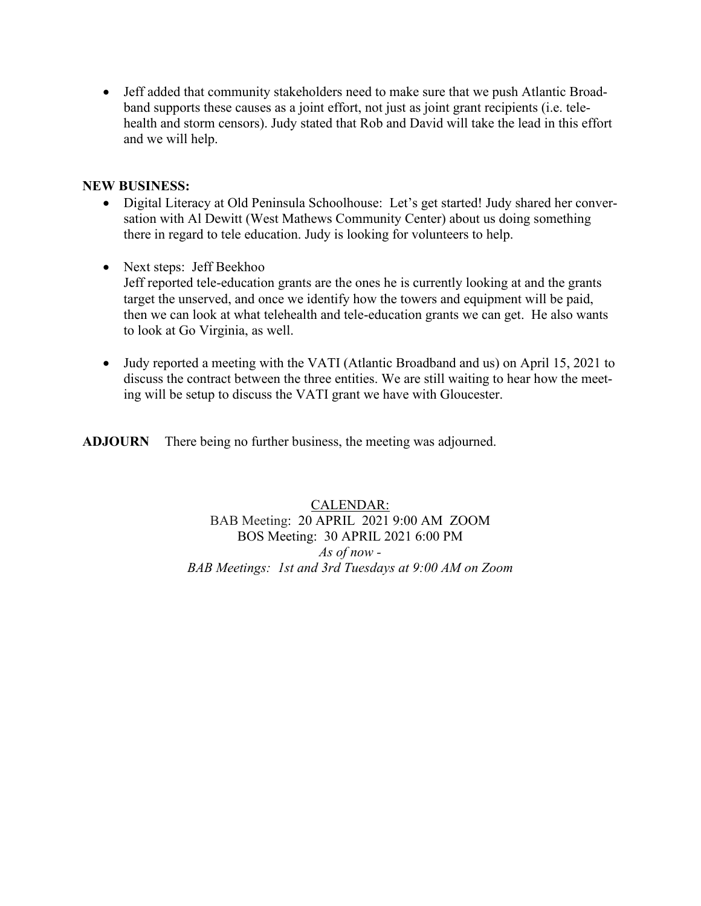- Jeff added that community stakeholders need to make sure that we push Atlantic Broadband supports these causes as a joint effort, not just as joint grant recipients (i.e. telehealth and storm censors). Judy stated that Rob and David will take the lead in this effort and we will help.

**NEW BUSINESS:**

- Digital Literacy at Old Peninsula Schoolhouse: Let's get started! Judy shared her conversation with Al Dewitt (West Mathews Community Center) about us doing something there in regard to tele education. Judy is looking for volunteers to help.

- Next steps: Jeff Beekhoo
  Jeff reported tele-education grants are the ones he is currently looking at and the grants target the unserved, and once we identify how the towers and equipment will be paid, then we can look at what telehealth and tele-education grants we can get. He also wants to look at Go Virginia, as well.

- Judy reported a meeting with the VATI (Atlantic Broadband and us) on April 15, 2021 to discuss the contract between the three entities. We are still waiting to hear how the meeting will be setup to discuss the VATI grant we have with Gloucester.

**ADJOURN** There being no further business, the meeting was adjourned.

<u>CALENDAR:</u>

BAB Meeting: 20 APRIL 2021 9:00 AM ZOOM

BOS Meeting: 30 APRIL 2021 6:00 PM

*As of now -*

*BAB Meetings: 1st and 3rd Tuesdays at 9:00 AM on Zoom*